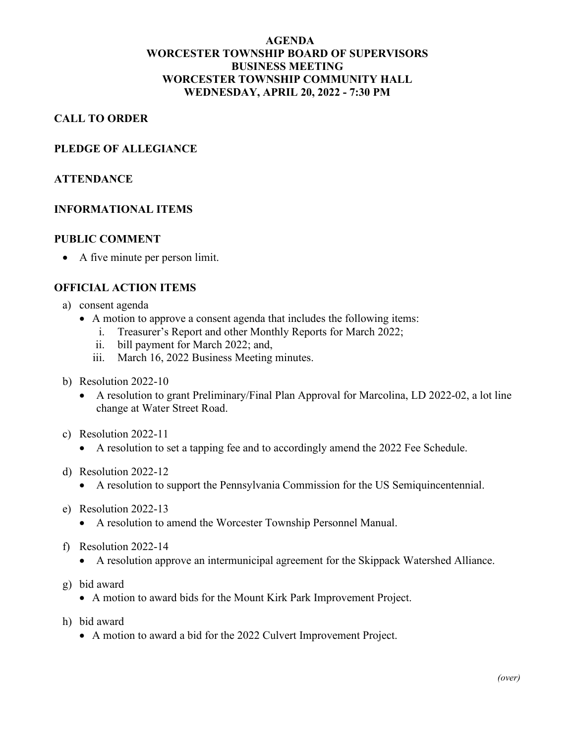# AGENDA
# WORCESTER TOWNSHIP BOARD OF SUPERVISORS
# BUSINESS MEETING
# WORCESTER TOWNSHIP COMMUNITY HALL
# WEDNESDAY, APRIL 20, 2022 - 7:30 PM

## CALL TO ORDER

## PLEDGE OF ALLEGIANCE

## ATTENDANCE

## INFORMATIONAL ITEMS

## PUBLIC COMMENT

- A five minute per person limit.

## OFFICIAL ACTION ITEMS

a) consent agenda
   - A motion to approve a consent agenda that includes the following items:
      i. Treasurer's Report and other Monthly Reports for March 2022;
      ii. bill payment for March 2022; and,
      iii. March 16, 2022 Business Meeting minutes.

b) Resolution 2022-10
   - A resolution to grant Preliminary/Final Plan Approval for Marcolina, LD 2022-02, a lot line change at Water Street Road.

c) Resolution 2022-11
   - A resolution to set a tapping fee and to accordingly amend the 2022 Fee Schedule.

d) Resolution 2022-12
   - A resolution to support the Pennsylvania Commission for the US Semiquincentennial.

e) Resolution 2022-13
   - A resolution to amend the Worcester Township Personnel Manual.

f) Resolution 2022-14
   - A resolution approve an intermunicipal agreement for the Skippack Watershed Alliance.

g) bid award
   - A motion to award bids for the Mount Kirk Park Improvement Project.

h) bid award
   - A motion to award a bid for the 2022 Culvert Improvement Project.

*(over)*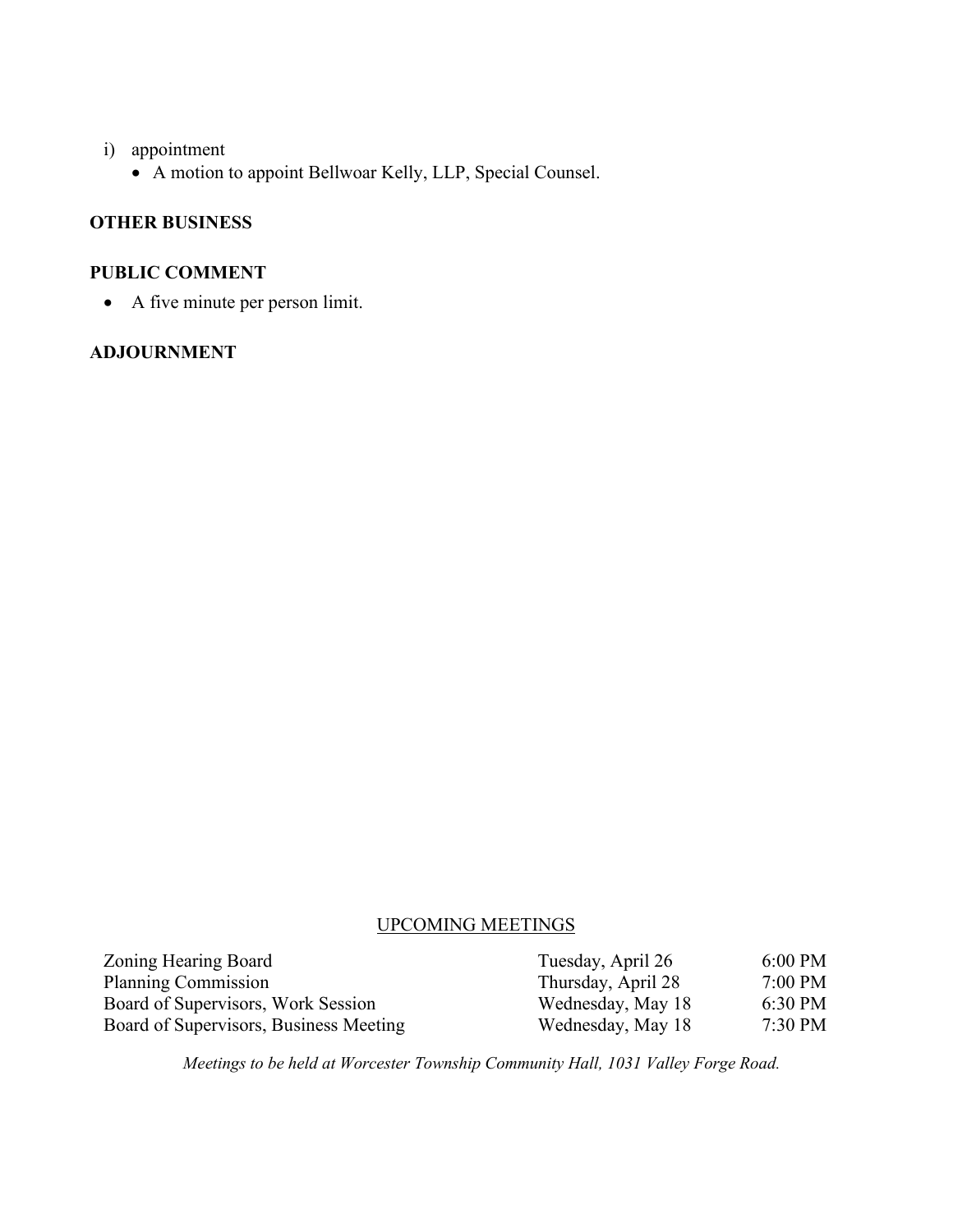i) appointment
   - A motion to appoint Bellwoar Kelly, LLP, Special Counsel.

**OTHER BUSINESS**

**PUBLIC COMMENT**

- A five minute per person limit.

**ADJOURNMENT**

UPCOMING MEETINGS

| | | |
|---|---|---|
| Zoning Hearing Board | Tuesday, April 26 | 6:00 PM |
| Planning Commission | Thursday, April 28 | 7:00 PM |
| Board of Supervisors, Work Session | Wednesday, May 18 | 6:30 PM |
| Board of Supervisors, Business Meeting | Wednesday, May 18 | 7:30 PM |

*Meetings to be held at Worcester Township Community Hall, 1031 Valley Forge Road.*